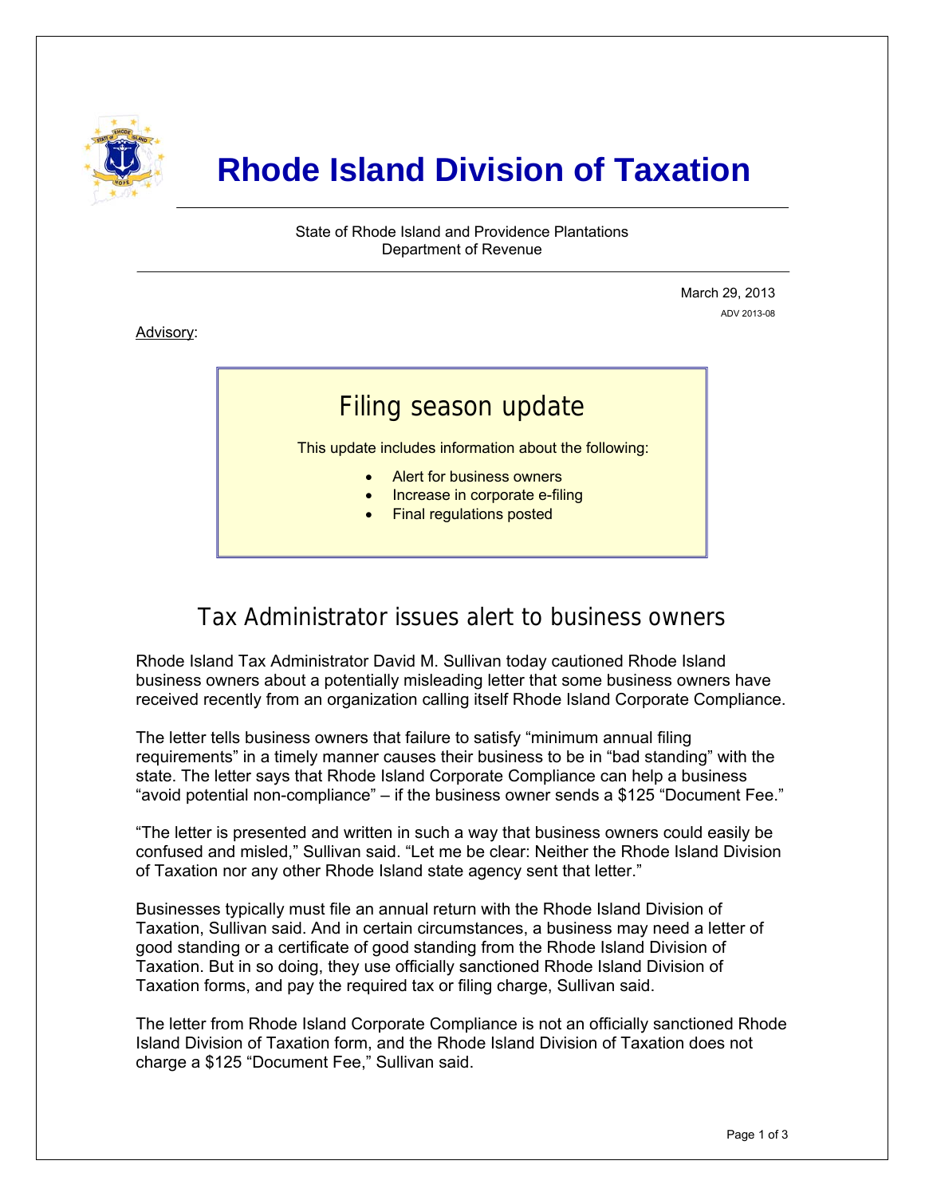# Rhode Island Division of Taxation

State of Rhode Island and Providence Plantations
Department of Revenue

March 29, 2013
ADV 2013-08

Advisory:

## Filing season update

This update includes information about the following:

- Alert for business owners
- Increase in corporate e-filing
- Final regulations posted

## Tax Administrator issues alert to business owners

Rhode Island Tax Administrator David M. Sullivan today cautioned Rhode Island business owners about a potentially misleading letter that some business owners have received recently from an organization calling itself Rhode Island Corporate Compliance.

The letter tells business owners that failure to satisfy "minimum annual filing requirements" in a timely manner causes their business to be in "bad standing" with the state. The letter says that Rhode Island Corporate Compliance can help a business "avoid potential non-compliance" – if the business owner sends a $125 "Document Fee."

"The letter is presented and written in such a way that business owners could easily be confused and misled," Sullivan said. "Let me be clear: Neither the Rhode Island Division of Taxation nor any other Rhode Island state agency sent that letter."

Businesses typically must file an annual return with the Rhode Island Division of Taxation, Sullivan said. And in certain circumstances, a business may need a letter of good standing or a certificate of good standing from the Rhode Island Division of Taxation. But in so doing, they use officially sanctioned Rhode Island Division of Taxation forms, and pay the required tax or filing charge, Sullivan said.

The letter from Rhode Island Corporate Compliance is not an officially sanctioned Rhode Island Division of Taxation form, and the Rhode Island Division of Taxation does not charge a $125 "Document Fee," Sullivan said.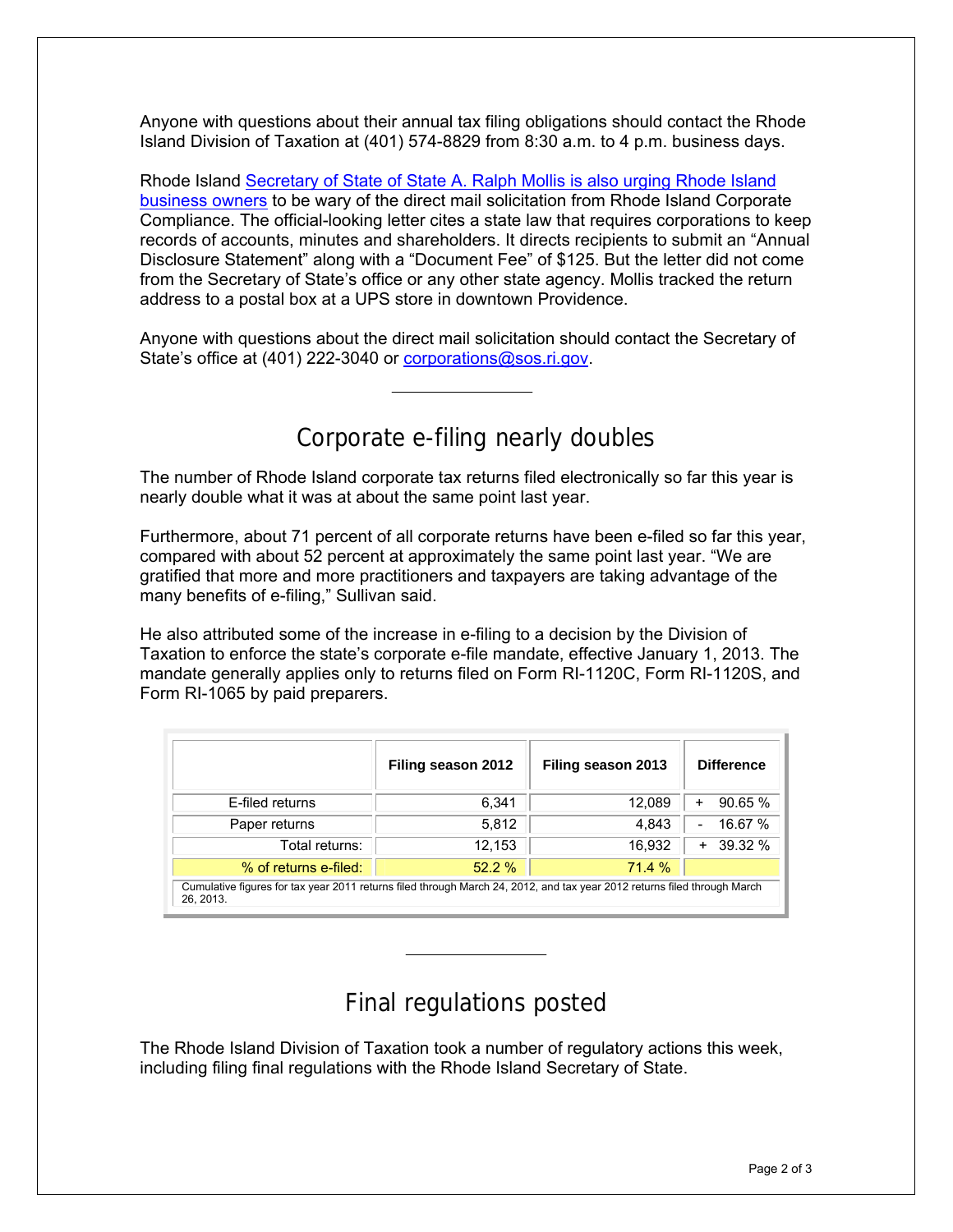Anyone with questions about their annual tax filing obligations should contact the Rhode Island Division of Taxation at (401) 574-8829 from 8:30 a.m. to 4 p.m. business days.

Rhode Island Secretary of State of State A. Ralph Mollis is also urging Rhode Island business owners to be wary of the direct mail solicitation from Rhode Island Corporate Compliance. The official-looking letter cites a state law that requires corporations to keep records of accounts, minutes and shareholders. It directs recipients to submit an "Annual Disclosure Statement" along with a "Document Fee" of $125. But the letter did not come from the Secretary of State's office or any other state agency. Mollis tracked the return address to a postal box at a UPS store in downtown Providence.

Anyone with questions about the direct mail solicitation should contact the Secretary of State's office at (401) 222-3040 or corporations@sos.ri.gov.

---

## Corporate e-filing nearly doubles

The number of Rhode Island corporate tax returns filed electronically so far this year is nearly double what it was at about the same point last year.

Furthermore, about 71 percent of all corporate returns have been e-filed so far this year, compared with about 52 percent at approximately the same point last year. "We are gratified that more and more practitioners and taxpayers are taking advantage of the many benefits of e-filing," Sullivan said.

He also attributed some of the increase in e-filing to a decision by the Division of Taxation to enforce the state's corporate e-file mandate, effective January 1, 2013. The mandate generally applies only to returns filed on Form RI-1120C, Form RI-1120S, and Form RI-1065 by paid preparers.

| | Filing season 2012 | Filing season 2013 | Difference |
|---|---|---|---|
| E-filed returns | 6,341 | 12,089 | + 90.65 % |
| Paper returns | 5,812 | 4,843 | - 16.67 % |
| Total returns: | 12,153 | 16,932 | + 39.32 % |
| % of returns e-filed: | 52.2 % | 71.4 % | |

Cumulative figures for tax year 2011 returns filed through March 24, 2012, and tax year 2012 returns filed through March 26, 2013.

---

## Final regulations posted

The Rhode Island Division of Taxation took a number of regulatory actions this week, including filing final regulations with the Rhode Island Secretary of State.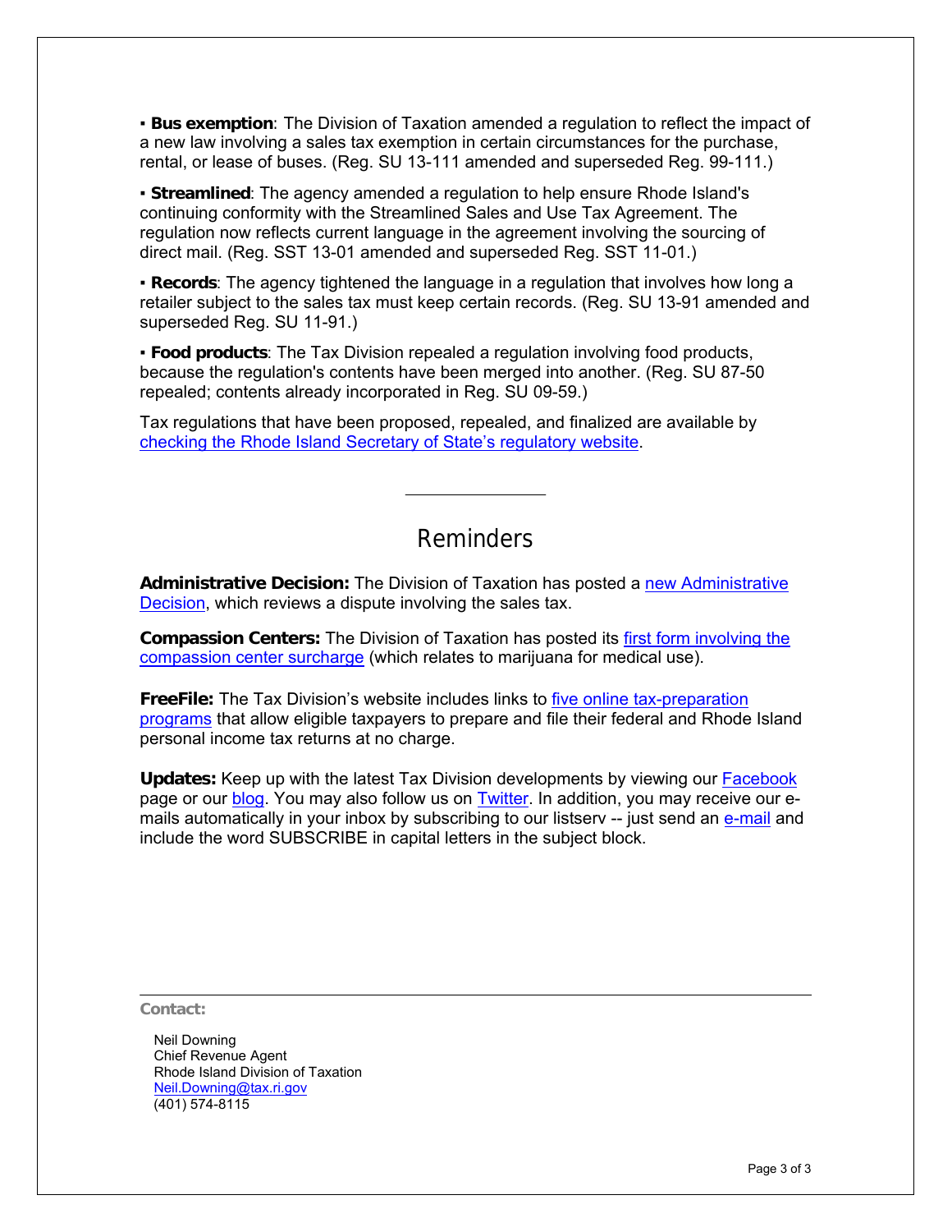▪ **Bus exemption**: The Division of Taxation amended a regulation to reflect the impact of a new law involving a sales tax exemption in certain circumstances for the purchase, rental, or lease of buses. (Reg. SU 13-111 amended and superseded Reg. 99-111.)

▪ **Streamlined**: The agency amended a regulation to help ensure Rhode Island's continuing conformity with the Streamlined Sales and Use Tax Agreement. The regulation now reflects current language in the agreement involving the sourcing of direct mail. (Reg. SST 13-01 amended and superseded Reg. SST 11-01.)

▪ **Records**: The agency tightened the language in a regulation that involves how long a retailer subject to the sales tax must keep certain records. (Reg. SU 13-91 amended and superseded Reg. SU 11-91.)

▪ **Food products**: The Tax Division repealed a regulation involving food products, because the regulation's contents have been merged into another. (Reg. SU 87-50 repealed; contents already incorporated in Reg. SU 09-59.)

Tax regulations that have been proposed, repealed, and finalized are available by checking the Rhode Island Secretary of State's regulatory website.

---

## Reminders

**Administrative Decision:** The Division of Taxation has posted a new Administrative Decision, which reviews a dispute involving the sales tax.

**Compassion Centers:** The Division of Taxation has posted its first form involving the compassion center surcharge (which relates to marijuana for medical use).

**FreeFile:** The Tax Division's website includes links to five online tax-preparation programs that allow eligible taxpayers to prepare and file their federal and Rhode Island personal income tax returns at no charge.

**Updates:** Keep up with the latest Tax Division developments by viewing our Facebook page or our blog. You may also follow us on Twitter. In addition, you may receive our e-mails automatically in your inbox by subscribing to our listserv -- just send an e-mail and include the word SUBSCRIBE in capital letters in the subject block.

---

**Contact:**

Neil Downing
Chief Revenue Agent
Rhode Island Division of Taxation
Neil.Downing@tax.ri.gov
(401) 574-8115